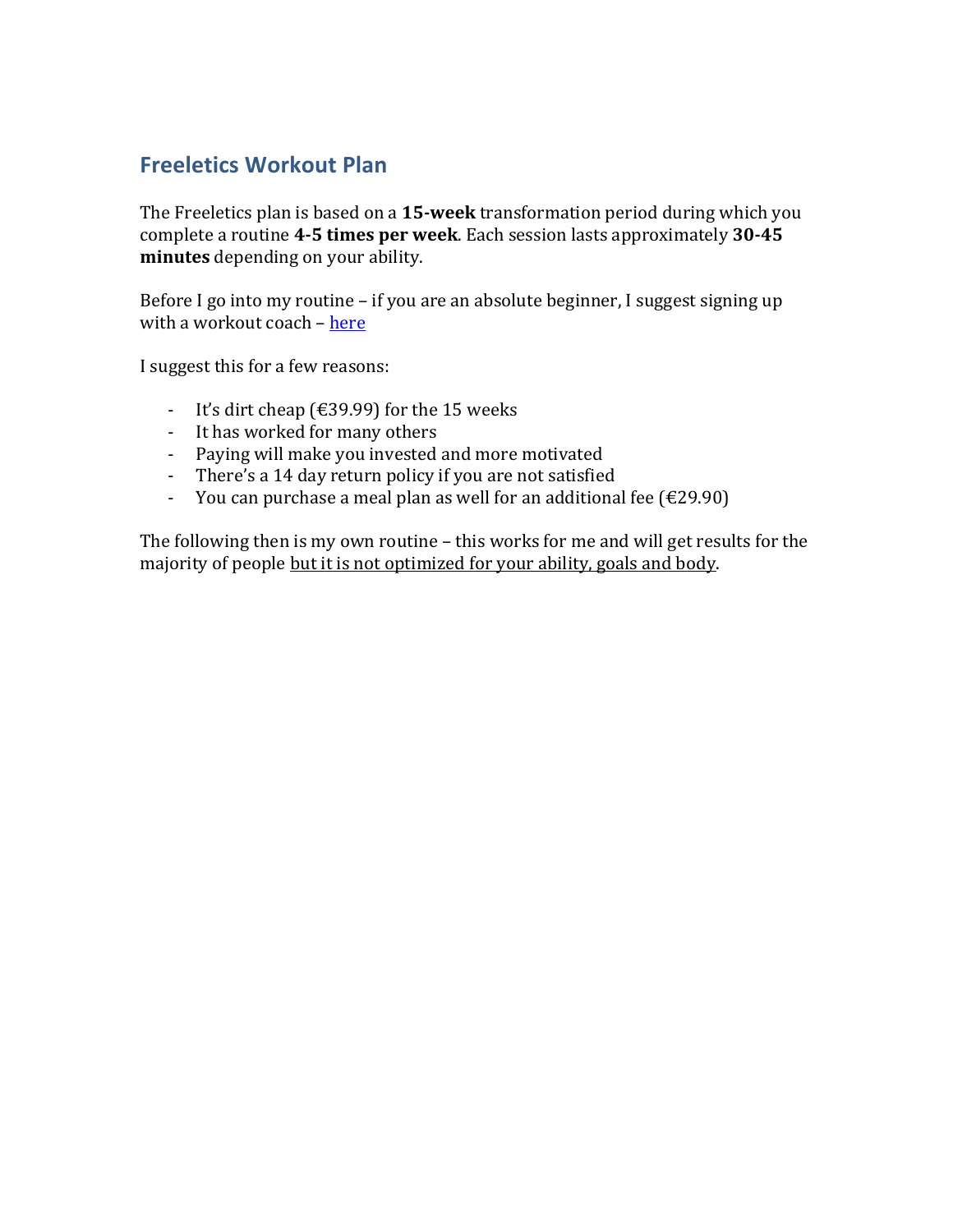## Freeletics Workout Plan

The Freeletics plan is based on a **15-week** transformation period during which you complete a routine **4-5 times per week**. Each session lasts approximately **30-45 minutes** depending on your ability.

Before I go into my routine – if you are an absolute beginner, I suggest signing up with a workout coach – here

I suggest this for a few reasons:

- It's dirt cheap (€39.99) for the 15 weeks
- It has worked for many others
- Paying will make you invested and more motivated
- There's a 14 day return policy if you are not satisfied
- You can purchase a meal plan as well for an additional fee (€29.90)

The following then is my own routine – this works for me and will get results for the majority of people <u>but it is not optimized for your ability, goals and body</u>.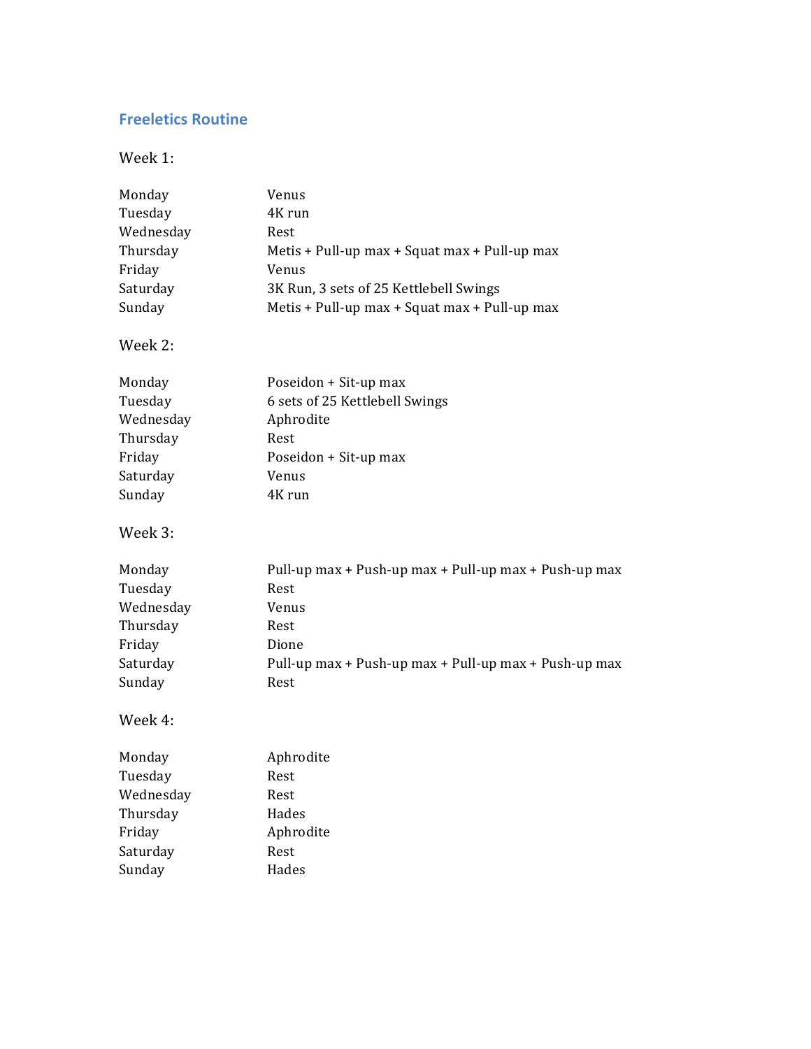## Freeletics Routine

### Week 1:

| | |
|---|---|
| Monday | Venus |
| Tuesday | 4K run |
| Wednesday | Rest |
| Thursday | Metis + Pull-up max + Squat max + Pull-up max |
| Friday | Venus |
| Saturday | 3K Run, 3 sets of 25 Kettlebell Swings |
| Sunday | Metis + Pull-up max + Squat max + Pull-up max |

### Week 2:

| | |
|---|---|
| Monday | Poseidon + Sit-up max |
| Tuesday | 6 sets of 25 Kettlebell Swings |
| Wednesday | Aphrodite |
| Thursday | Rest |
| Friday | Poseidon + Sit-up max |
| Saturday | Venus |
| Sunday | 4K run |

### Week 3:

| | |
|---|---|
| Monday | Pull-up max + Push-up max + Pull-up max + Push-up max |
| Tuesday | Rest |
| Wednesday | Venus |
| Thursday | Rest |
| Friday | Dione |
| Saturday | Pull-up max + Push-up max + Pull-up max + Push-up max |
| Sunday | Rest |

### Week 4:

| | |
|---|---|
| Monday | Aphrodite |
| Tuesday | Rest |
| Wednesday | Rest |
| Thursday | Hades |
| Friday | Aphrodite |
| Saturday | Rest |
| Sunday | Hades |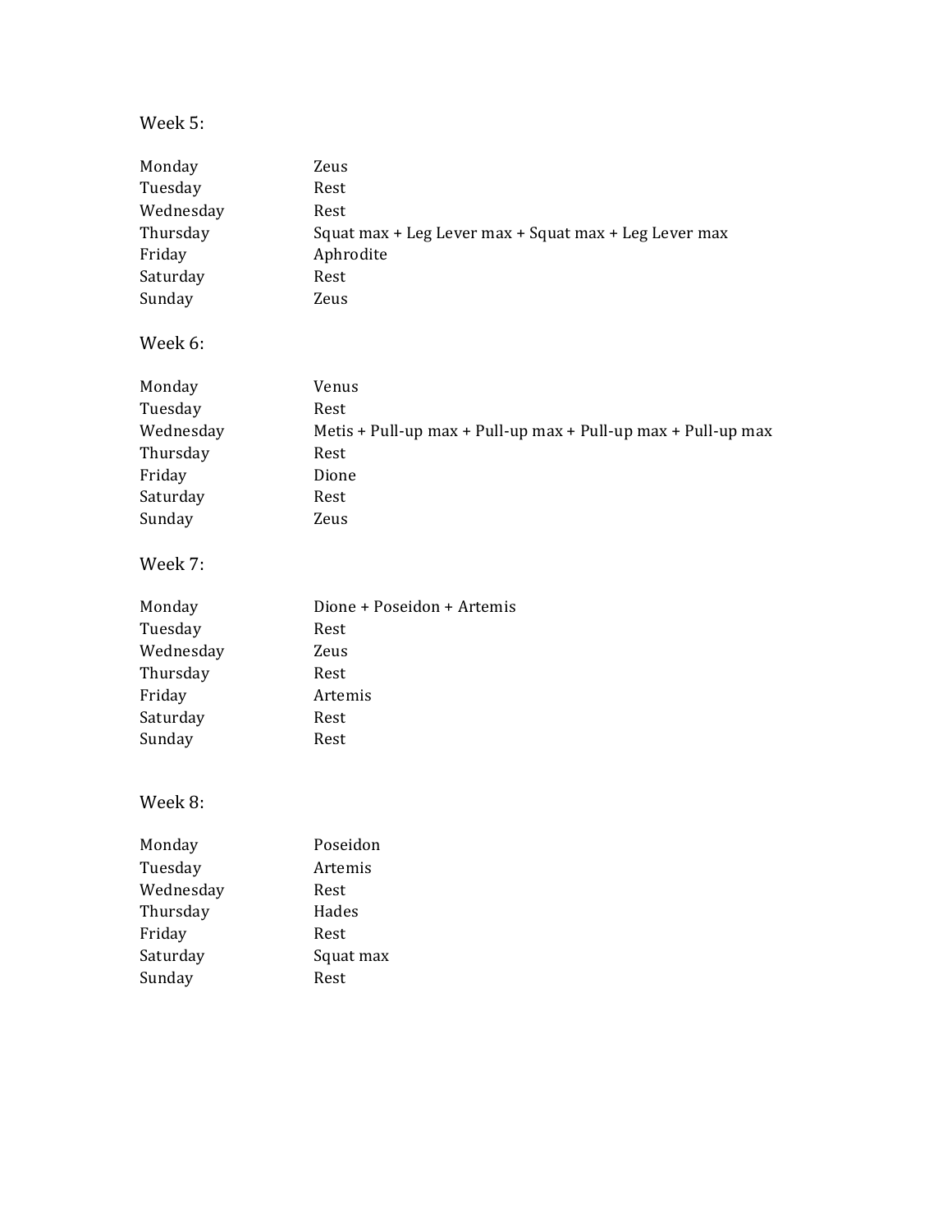Week 5:

| | |
|---|---|
| Monday | Zeus |
| Tuesday | Rest |
| Wednesday | Rest |
| Thursday | Squat max + Leg Lever max + Squat max + Leg Lever max |
| Friday | Aphrodite |
| Saturday | Rest |
| Sunday | Zeus |

Week 6:

| | |
|---|---|
| Monday | Venus |
| Tuesday | Rest |
| Wednesday | Metis + Pull-up max + Pull-up max + Pull-up max + Pull-up max |
| Thursday | Rest |
| Friday | Dione |
| Saturday | Rest |
| Sunday | Zeus |

Week 7:

| | |
|---|---|
| Monday | Dione + Poseidon + Artemis |
| Tuesday | Rest |
| Wednesday | Zeus |
| Thursday | Rest |
| Friday | Artemis |
| Saturday | Rest |
| Sunday | Rest |

Week 8:

| | |
|---|---|
| Monday | Poseidon |
| Tuesday | Artemis |
| Wednesday | Rest |
| Thursday | Hades |
| Friday | Rest |
| Saturday | Squat max |
| Sunday | Rest |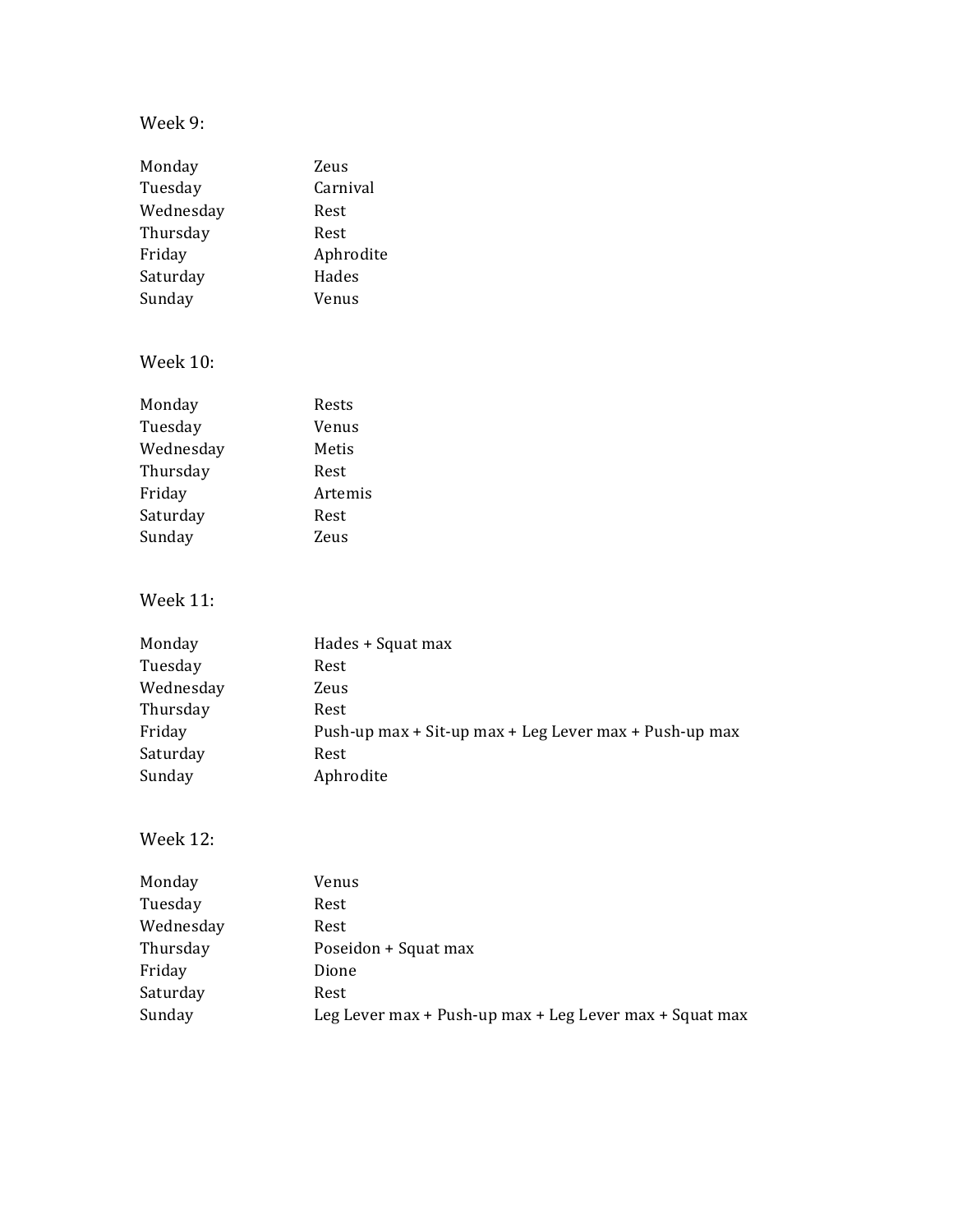Week 9:

| | |
|---|---|
| Monday | Zeus |
| Tuesday | Carnival |
| Wednesday | Rest |
| Thursday | Rest |
| Friday | Aphrodite |
| Saturday | Hades |
| Sunday | Venus |

Week 10:

| | |
|---|---|
| Monday | Rests |
| Tuesday | Venus |
| Wednesday | Metis |
| Thursday | Rest |
| Friday | Artemis |
| Saturday | Rest |
| Sunday | Zeus |

Week 11:

| | |
|---|---|
| Monday | Hades + Squat max |
| Tuesday | Rest |
| Wednesday | Zeus |
| Thursday | Rest |
| Friday | Push-up max + Sit-up max + Leg Lever max + Push-up max |
| Saturday | Rest |
| Sunday | Aphrodite |

Week 12:

| | |
|---|---|
| Monday | Venus |
| Tuesday | Rest |
| Wednesday | Rest |
| Thursday | Poseidon + Squat max |
| Friday | Dione |
| Saturday | Rest |
| Sunday | Leg Lever max + Push-up max + Leg Lever max + Squat max |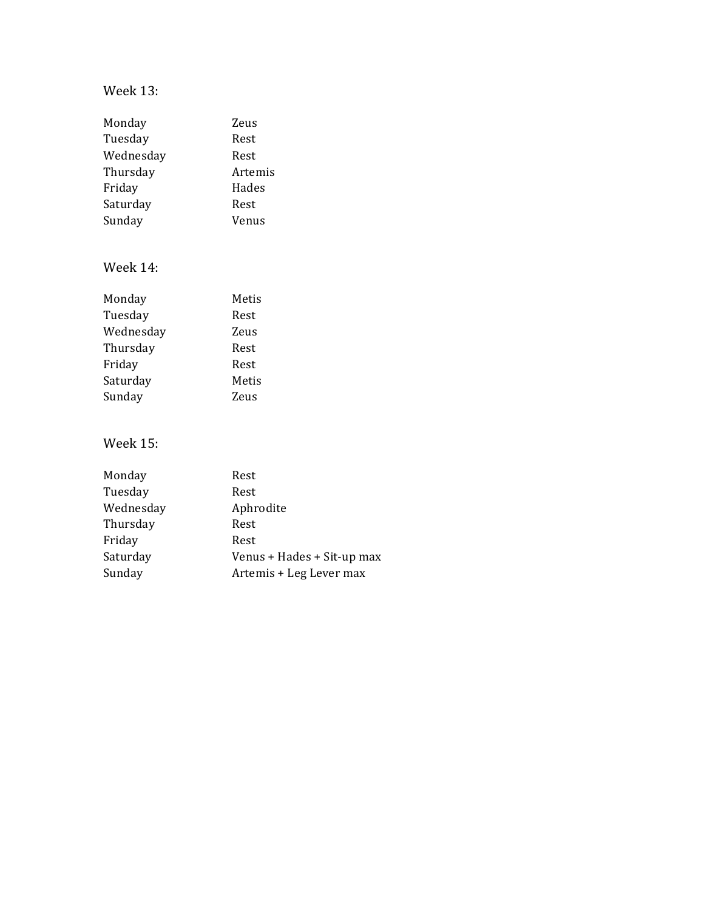Week 13:

| | |
|---|---|
| Monday | Zeus |
| Tuesday | Rest |
| Wednesday | Rest |
| Thursday | Artemis |
| Friday | Hades |
| Saturday | Rest |
| Sunday | Venus |

Week 14:

| | |
|---|---|
| Monday | Metis |
| Tuesday | Rest |
| Wednesday | Zeus |
| Thursday | Rest |
| Friday | Rest |
| Saturday | Metis |
| Sunday | Zeus |

Week 15:

| | |
|---|---|
| Monday | Rest |
| Tuesday | Rest |
| Wednesday | Aphrodite |
| Thursday | Rest |
| Friday | Rest |
| Saturday | Venus + Hades + Sit-up max |
| Sunday | Artemis + Leg Lever max |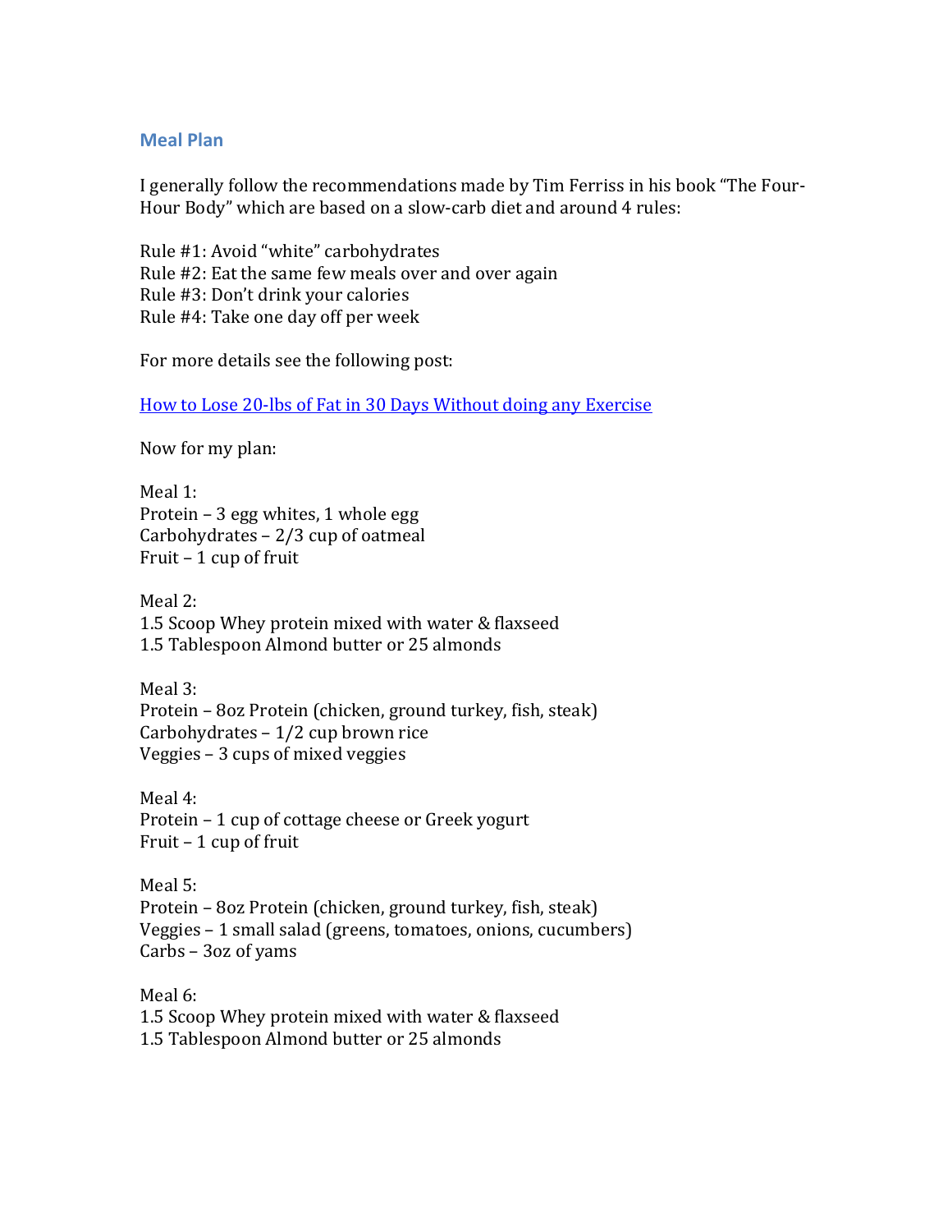## Meal Plan

I generally follow the recommendations made by Tim Ferriss in his book "The Four-Hour Body" which are based on a slow-carb diet and around 4 rules:

Rule #1: Avoid "white" carbohydrates
Rule #2: Eat the same few meals over and over again
Rule #3: Don't drink your calories
Rule #4: Take one day off per week

For more details see the following post:

How to Lose 20-lbs of Fat in 30 Days Without doing any Exercise

Now for my plan:

Meal 1:
Protein – 3 egg whites, 1 whole egg
Carbohydrates – 2/3 cup of oatmeal
Fruit – 1 cup of fruit

Meal 2:
1.5 Scoop Whey protein mixed with water & flaxseed
1.5 Tablespoon Almond butter or 25 almonds

Meal 3:
Protein – 8oz Protein (chicken, ground turkey, fish, steak)
Carbohydrates – 1/2 cup brown rice
Veggies – 3 cups of mixed veggies

Meal 4:
Protein – 1 cup of cottage cheese or Greek yogurt
Fruit – 1 cup of fruit

Meal 5:
Protein – 8oz Protein (chicken, ground turkey, fish, steak)
Veggies – 1 small salad (greens, tomatoes, onions, cucumbers)
Carbs – 3oz of yams

Meal 6:
1.5 Scoop Whey protein mixed with water & flaxseed
1.5 Tablespoon Almond butter or 25 almonds